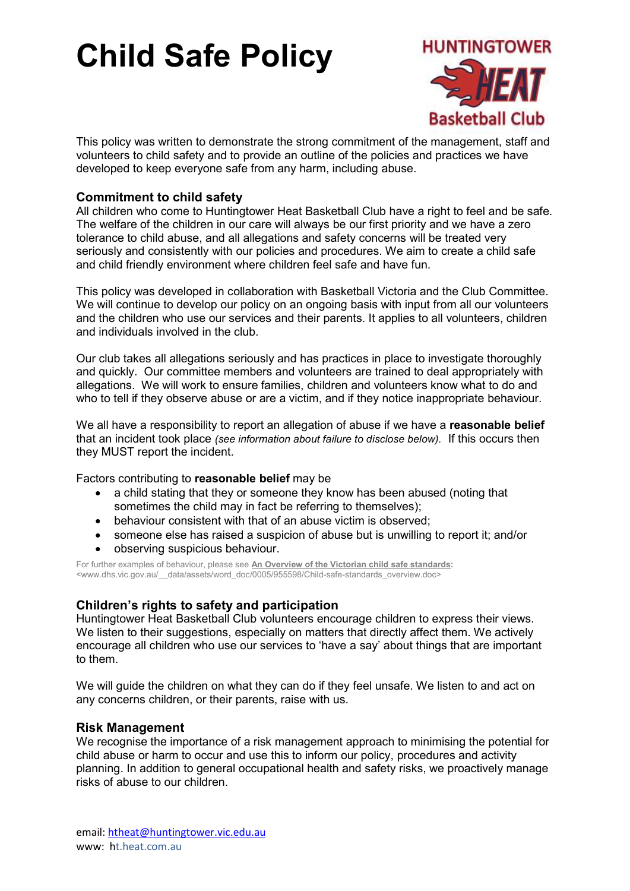# Child Safe Policy

This policy was written to demonstrate the strong commitment of the management, staff and volunteers to child safety and to provide an outline of the policies and practices we have developed to keep everyone safe from any harm, including abuse.

## Commitment to child safety

All children who come to Huntingtower Heat Basketball Club have a right to feel and be safe. The welfare of the children in our care will always be our first priority and we have a zero tolerance to child abuse, and all allegations and safety concerns will be treated very seriously and consistently with our policies and procedures. We aim to create a child safe and child friendly environment where children feel safe and have fun.

This policy was developed in collaboration with Basketball Victoria and the Club Committee. We will continue to develop our policy on an ongoing basis with input from all our volunteers and the children who use our services and their parents. It applies to all volunteers, children and individuals involved in the club.

Our club takes all allegations seriously and has practices in place to investigate thoroughly and quickly. Our committee members and volunteers are trained to deal appropriately with allegations. We will work to ensure families, children and volunteers know what to do and who to tell if they observe abuse or are a victim, and if they notice inappropriate behaviour.

We all have a responsibility to report an allegation of abuse if we have a **reasonable belief** that an incident took place *(see information about failure to disclose below).* If this occurs then they MUST report the incident.

Factors contributing to **reasonable belief** may be

- a child stating that they or someone they know has been abused (noting that sometimes the child may in fact be referring to themselves);
- behaviour consistent with that of an abuse victim is observed;
- someone else has raised a suspicion of abuse but is unwilling to report it; and/or
- observing suspicious behaviour.

For further examples of behaviour, please see **An Overview of the Victorian child safe standards:** <www.dhs.vic.gov.au/__data/assets/word_doc/0005/955598/Child-safe-standards_overview.doc>

## Children's rights to safety and participation

Huntingtower Heat Basketball Club volunteers encourage children to express their views. We listen to their suggestions, especially on matters that directly affect them. We actively encourage all children who use our services to 'have a say' about things that are important to them.

We will guide the children on what they can do if they feel unsafe. We listen to and act on any concerns children, or their parents, raise with us.

## Risk Management

We recognise the importance of a risk management approach to minimising the potential for child abuse or harm to occur and use this to inform our policy, procedures and activity planning. In addition to general occupational health and safety risks, we proactively manage risks of abuse to our children.

email: htheat@huntingtower.vic.edu.au
www: ht.heat.com.au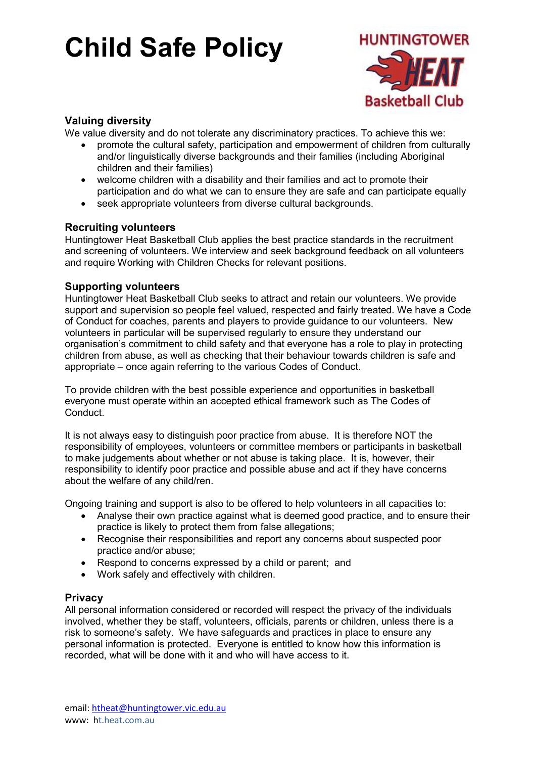# Child Safe Policy

## Valuing diversity

We value diversity and do not tolerate any discriminatory practices. To achieve this we:

- promote the cultural safety, participation and empowerment of children from culturally and/or linguistically diverse backgrounds and their families (including Aboriginal children and their families)
- welcome children with a disability and their families and act to promote their participation and do what we can to ensure they are safe and can participate equally
- seek appropriate volunteers from diverse cultural backgrounds.

## Recruiting volunteers

Huntingtower Heat Basketball Club applies the best practice standards in the recruitment and screening of volunteers. We interview and seek background feedback on all volunteers and require Working with Children Checks for relevant positions.

## Supporting volunteers

Huntingtower Heat Basketball Club seeks to attract and retain our volunteers. We provide support and supervision so people feel valued, respected and fairly treated. We have a Code of Conduct for coaches, parents and players to provide guidance to our volunteers. New volunteers in particular will be supervised regularly to ensure they understand our organisation's commitment to child safety and that everyone has a role to play in protecting children from abuse, as well as checking that their behaviour towards children is safe and appropriate – once again referring to the various Codes of Conduct.

To provide children with the best possible experience and opportunities in basketball everyone must operate within an accepted ethical framework such as The Codes of Conduct.

It is not always easy to distinguish poor practice from abuse. It is therefore NOT the responsibility of employees, volunteers or committee members or participants in basketball to make judgements about whether or not abuse is taking place. It is, however, their responsibility to identify poor practice and possible abuse and act if they have concerns about the welfare of any child/ren.

Ongoing training and support is also to be offered to help volunteers in all capacities to:

- Analyse their own practice against what is deemed good practice, and to ensure their practice is likely to protect them from false allegations;
- Recognise their responsibilities and report any concerns about suspected poor practice and/or abuse;
- Respond to concerns expressed by a child or parent; and
- Work safely and effectively with children.

## Privacy

All personal information considered or recorded will respect the privacy of the individuals involved, whether they be staff, volunteers, officials, parents or children, unless there is a risk to someone's safety. We have safeguards and practices in place to ensure any personal information is protected. Everyone is entitled to know how this information is recorded, what will be done with it and who will have access to it.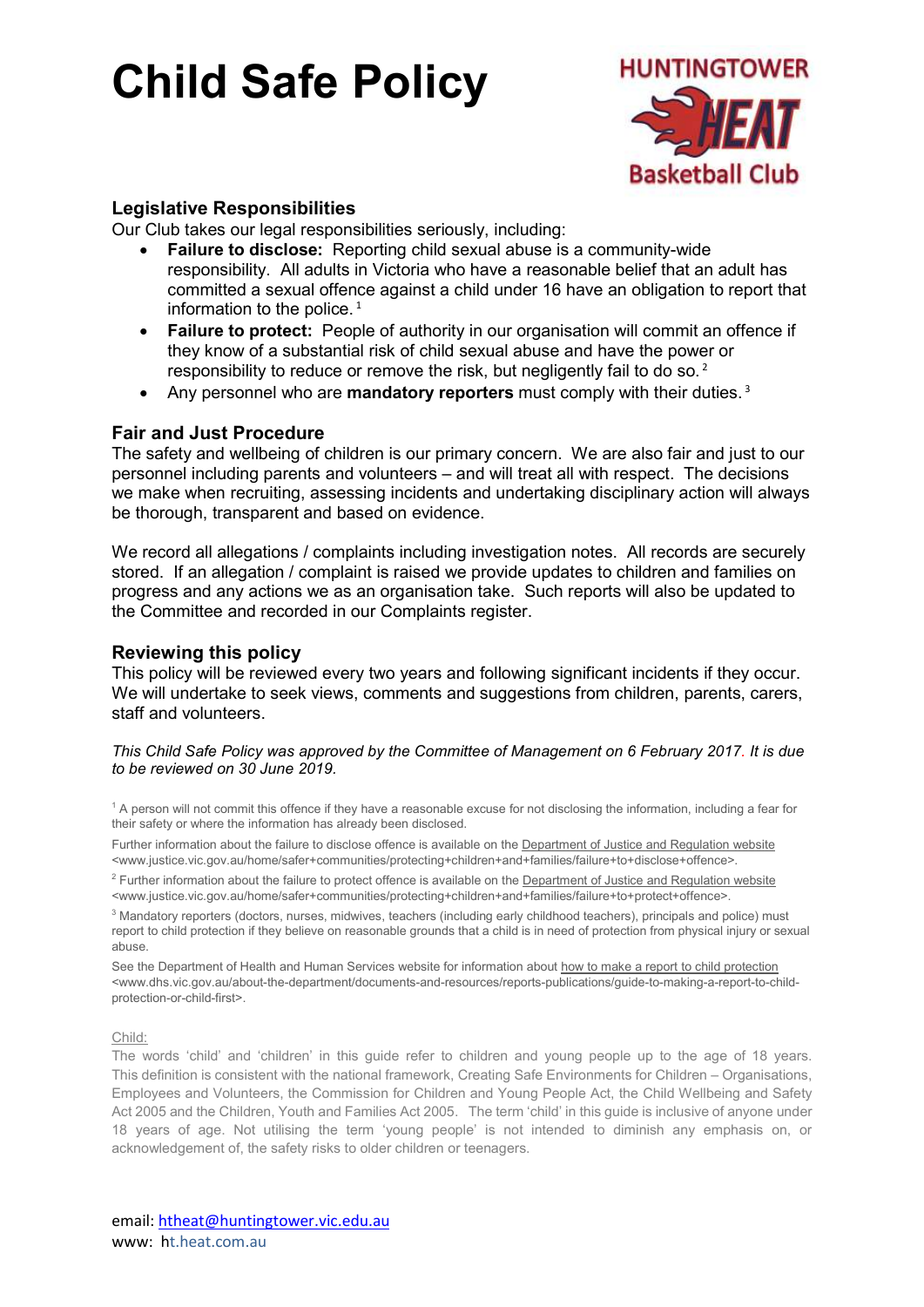# Child Safe Policy

HUNTINGTOWER HEAT Basketball Club

## Legislative Responsibilities

Our Club takes our legal responsibilities seriously, including:

- **Failure to disclose:** Reporting child sexual abuse is a community-wide responsibility. All adults in Victoria who have a reasonable belief that an adult has committed a sexual offence against a child under 16 have an obligation to report that information to the police. [1]
- **Failure to protect:** People of authority in our organisation will commit an offence if they know of a substantial risk of child sexual abuse and have the power or responsibility to reduce or remove the risk, but negligently fail to do so. [2]
- Any personnel who are **mandatory reporters** must comply with their duties. [3]

## Fair and Just Procedure

The safety and wellbeing of children is our primary concern. We are also fair and just to our personnel including parents and volunteers – and will treat all with respect. The decisions we make when recruiting, assessing incidents and undertaking disciplinary action will always be thorough, transparent and based on evidence.

We record all allegations / complaints including investigation notes. All records are securely stored. If an allegation / complaint is raised we provide updates to children and families on progress and any actions we as an organisation take. Such reports will also be updated to the Committee and recorded in our Complaints register.

## Reviewing this policy

This policy will be reviewed every two years and following significant incidents if they occur. We will undertake to seek views, comments and suggestions from children, parents, carers, staff and volunteers.

*This Child Safe Policy was approved by the Committee of Management on 6 February 2017. It is due to be reviewed on 30 June 2019.*

[1] A person will not commit this offence if they have a reasonable excuse for not disclosing the information, including a fear for their safety or where the information has already been disclosed.

Further information about the failure to disclose offence is available on the Department of Justice and Regulation website <www.justice.vic.gov.au/home/safer+communities/protecting+children+and+families/failure+to+disclose+offence>.

[2] Further information about the failure to protect offence is available on the Department of Justice and Regulation website <www.justice.vic.gov.au/home/safer+communities/protecting+children+and+families/failure+to+protect+offence>.

[3] Mandatory reporters (doctors, nurses, midwives, teachers (including early childhood teachers), principals and police) must report to child protection if they believe on reasonable grounds that a child is in need of protection from physical injury or sexual abuse.

See the Department of Health and Human Services website for information about how to make a report to child protection <www.dhs.vic.gov.au/about-the-department/documents-and-resources/reports-publications/guide-to-making-a-report-to-child-protection-or-child-first>.

Child:

The words 'child' and 'children' in this guide refer to children and young people up to the age of 18 years. This definition is consistent with the national framework, Creating Safe Environments for Children – Organisations, Employees and Volunteers, the Commission for Children and Young People Act, the Child Wellbeing and Safety Act 2005 and the Children, Youth and Families Act 2005. The term 'child' in this guide is inclusive of anyone under 18 years of age. Not utilising the term 'young people' is not intended to diminish any emphasis on, or acknowledgement of, the safety risks to older children or teenagers.

email: htheat@huntingtower.vic.edu.au
www: ht.heat.com.au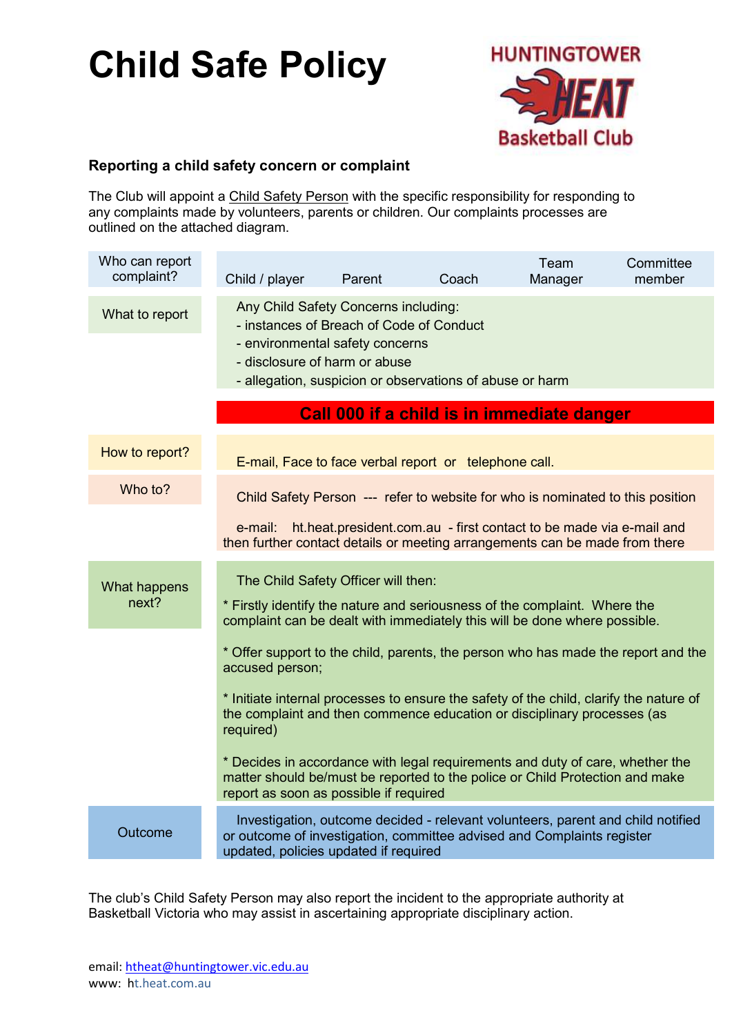# Child Safe Policy

HUNTINGTOWER HEAT Basketball Club

### Reporting a child safety concern or complaint

The Club will appoint a Child Safety Person with the specific responsibility for responding to any complaints made by volunteers, parents or children. Our complaints processes are outlined on the attached diagram.

| | |
|---|---|
| Who can report complaint? | Child / player &nbsp;&nbsp; Parent &nbsp;&nbsp; Coach &nbsp;&nbsp; Team Manager &nbsp;&nbsp; Committee member |
| What to report | Any Child Safety Concerns including:<br>- instances of Breach of Code of Conduct<br>- environmental safety concerns<br>- disclosure of harm or abuse<br>- allegation, suspicion or observations of abuse or harm |
| | **Call 000 if a child is in immediate danger** |
| How to report? | E-mail, Face to face verbal report or telephone call. |
| Who to? | Child Safety Person --- refer to website for who is nominated to this position<br><br>e-mail: ht.heat.president.com.au - first contact to be made via e-mail and then further contact details or meeting arrangements can be made from there |
| What happens next? | The Child Safety Officer will then:<br><br>* Firstly identify the nature and seriousness of the complaint. Where the complaint can be dealt with immediately this will be done where possible.<br><br>* Offer support to the child, parents, the person who has made the report and the accused person;<br><br>* Initiate internal processes to ensure the safety of the child, clarify the nature of the complaint and then commence education or disciplinary processes (as required)<br><br>* Decides in accordance with legal requirements and duty of care, whether the matter should be/must be reported to the police or Child Protection and make report as soon as possible if required |
| Outcome | Investigation, outcome decided - relevant volunteers, parent and child notified or outcome of investigation, committee advised and Complaints register updated, policies updated if required |

The club's Child Safety Person may also report the incident to the appropriate authority at Basketball Victoria who may assist in ascertaining appropriate disciplinary action.

email: htheat@huntingtower.vic.edu.au
www: ht.heat.com.au